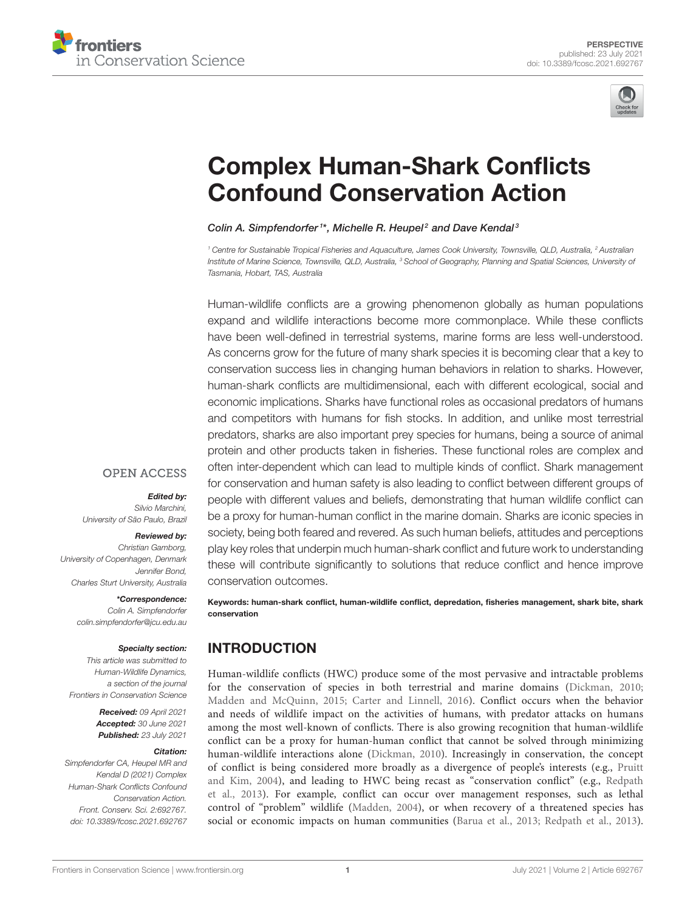PERSPECTIVE
published: 23 July 2021
doi: 10.3389/fcosc.2021.692767

# Complex Human-Shark Conflicts Confound Conservation Action

*Colin A. Simpfendorfer[1]*, Michelle R. Heupel[2] and Dave Kendal[3]*

[1] Centre for Sustainable Tropical Fisheries and Aquaculture, James Cook University, Townsville, QLD, Australia, [2] Australian Institute of Marine Science, Townsville, QLD, Australia, [3] School of Geography, Planning and Spatial Sciences, University of Tasmania, Hobart, TAS, Australia

Human-wildlife conflicts are a growing phenomenon globally as human populations expand and wildlife interactions become more commonplace. While these conflicts have been well-defined in terrestrial systems, marine forms are less well-understood. As concerns grow for the future of many shark species it is becoming clear that a key to conservation success lies in changing human behaviors in relation to sharks. However, human-shark conflicts are multidimensional, each with different ecological, social and economic implications. Sharks have functional roles as occasional predators of humans and competitors with humans for fish stocks. In addition, and unlike most terrestrial predators, sharks are also important prey species for humans, being a source of animal protein and other products taken in fisheries. These functional roles are complex and often inter-dependent which can lead to multiple kinds of conflict. Shark management for conservation and human safety is also leading to conflict between different groups of people with different values and beliefs, demonstrating that human wildlife conflict can be a proxy for human-human conflict in the marine domain. Sharks are iconic species in society, being both feared and revered. As such human beliefs, attitudes and perceptions play key roles that underpin much human-shark conflict and future work to understanding these will contribute significantly to solutions that reduce conflict and hence improve conservation outcomes.

**Keywords: human-shark conflict, human-wildlife conflict, depredation, fisheries management, shark bite, shark conservation**

OPEN ACCESS

***Edited by:***
*Silvio Marchini,*
*University of São Paulo, Brazil*

***Reviewed by:***
*Christian Gamborg,*
*University of Copenhagen, Denmark*
*Jennifer Bond,*
*Charles Sturt University, Australia*

***\*Correspondence:***
*Colin A. Simpfendorfer*
*colin.simpfendorfer@jcu.edu.au*

***Specialty section:***
*This article was submitted to Human-Wildlife Dynamics, a section of the journal Frontiers in Conservation Science*

***Received:*** *09 April 2021*
***Accepted:*** *30 June 2021*
***Published:*** *23 July 2021*

***Citation:***
*Simpfendorfer CA, Heupel MR and Kendal D (2021) Complex Human-Shark Conflicts Confound Conservation Action. Front. Conserv. Sci. 2:692767. doi: 10.3389/fcosc.2021.692767*

## INTRODUCTION

Human-wildlife conflicts (HWC) produce some of the most pervasive and intractable problems for the conservation of species in both terrestrial and marine domains (Dickman, 2010; Madden and McQuinn, 2015; Carter and Linnell, 2016). Conflict occurs when the behavior and needs of wildlife impact on the activities of humans, with predator attacks on humans among the most well-known of conflicts. There is also growing recognition that human-wildlife conflict can be a proxy for human-human conflict that cannot be solved through minimizing human-wildlife interactions alone (Dickman, 2010). Increasingly in conservation, the concept of conflict is being considered more broadly as a divergence of people's interests (e.g., Pruitt and Kim, 2004), and leading to HWC being recast as "conservation conflict" (e.g., Redpath et al., 2013). For example, conflict can occur over management responses, such as lethal control of "problem" wildlife (Madden, 2004), or when recovery of a threatened species has social or economic impacts on human communities (Barua et al., 2013; Redpath et al., 2013).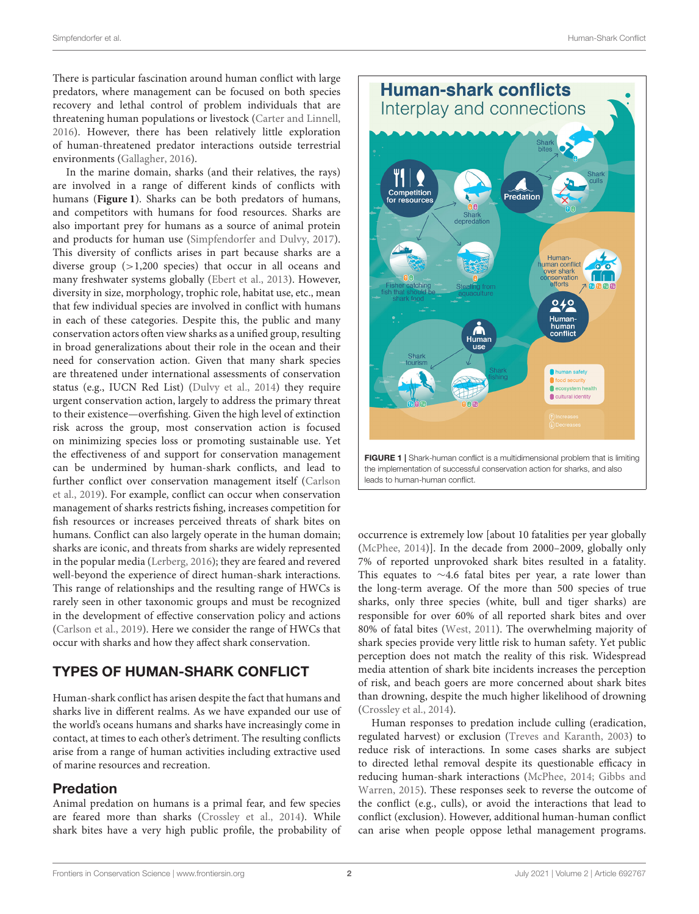There is particular fascination around human conflict with large predators, where management can be focused on both species recovery and lethal control of problem individuals that are threatening human populations or livestock (Carter and Linnell, 2016). However, there has been relatively little exploration of human-threatened predator interactions outside terrestrial environments (Gallagher, 2016).

In the marine domain, sharks (and their relatives, the rays) are involved in a range of different kinds of conflicts with humans (**Figure 1**). Sharks can be both predators of humans, and competitors with humans for food resources. Sharks are also important prey for humans as a source of animal protein and products for human use (Simpfendorfer and Dulvy, 2017). This diversity of conflicts arises in part because sharks are a diverse group (>1,200 species) that occur in all oceans and many freshwater systems globally (Ebert et al., 2013). However, diversity in size, morphology, trophic role, habitat use, etc., mean that few individual species are involved in conflict with humans in each of these categories. Despite this, the public and many conservation actors often view sharks as a unified group, resulting in broad generalizations about their role in the ocean and their need for conservation action. Given that many shark species are threatened under international assessments of conservation status (e.g., IUCN Red List) (Dulvy et al., 2014) they require urgent conservation action, largely to address the primary threat to their existence—overfishing. Given the high level of extinction risk across the group, most conservation action is focused on minimizing species loss or promoting sustainable use. Yet the effectiveness of and support for conservation management can be undermined by human-shark conflicts, and lead to further conflict over conservation management itself (Carlson et al., 2019). For example, conflict can occur when conservation management of sharks restricts fishing, increases competition for fish resources or increases perceived threats of shark bites on humans. Conflict can also largely operate in the human domain; sharks are iconic, and threats from sharks are widely represented in the popular media (Lerberg, 2016); they are feared and revered well-beyond the experience of direct human-shark interactions. This range of relationships and the resulting range of HWCs is rarely seen in other taxonomic groups and must be recognized in the development of effective conservation policy and actions (Carlson et al., 2019). Here we consider the range of HWCs that occur with sharks and how they affect shark conservation.

**FIGURE 1** | Shark-human conflict is a multidimensional problem that is limiting the implementation of successful conservation action for sharks, and also leads to human-human conflict.

## TYPES OF HUMAN-SHARK CONFLICT

Human-shark conflict has arisen despite the fact that humans and sharks live in different realms. As we have expanded our use of the world's oceans humans and sharks have increasingly come in contact, at times to each other's detriment. The resulting conflicts arise from a range of human activities including extractive used of marine resources and recreation.

### Predation

Animal predation on humans is a primal fear, and few species are feared more than sharks (Crossley et al., 2014). While shark bites have a very high public profile, the probability of occurrence is extremely low [about 10 fatalities per year globally (McPhee, 2014)]. In the decade from 2000–2009, globally only 7% of reported unprovoked shark bites resulted in a fatality. This equates to ~4.6 fatal bites per year, a rate lower than the long-term average. Of the more than 500 species of true sharks, only three species (white, bull and tiger sharks) are responsible for over 60% of all reported shark bites and over 80% of fatal bites (West, 2011). The overwhelming majority of shark species provide very little risk to human safety. Yet public perception does not match the reality of this risk. Widespread media attention of shark bite incidents increases the perception of risk, and beach goers are more concerned about shark bites than drowning, despite the much higher likelihood of drowning (Crossley et al., 2014).

Human responses to predation include culling (eradication, regulated harvest) or exclusion (Treves and Karanth, 2003) to reduce risk of interactions. In some cases sharks are subject to directed lethal removal despite its questionable efficacy in reducing human-shark interactions (McPhee, 2014; Gibbs and Warren, 2015). These responses seek to reverse the outcome of the conflict (e.g., culls), or avoid the interactions that lead to conflict (exclusion). However, additional human-human conflict can arise when people oppose lethal management programs.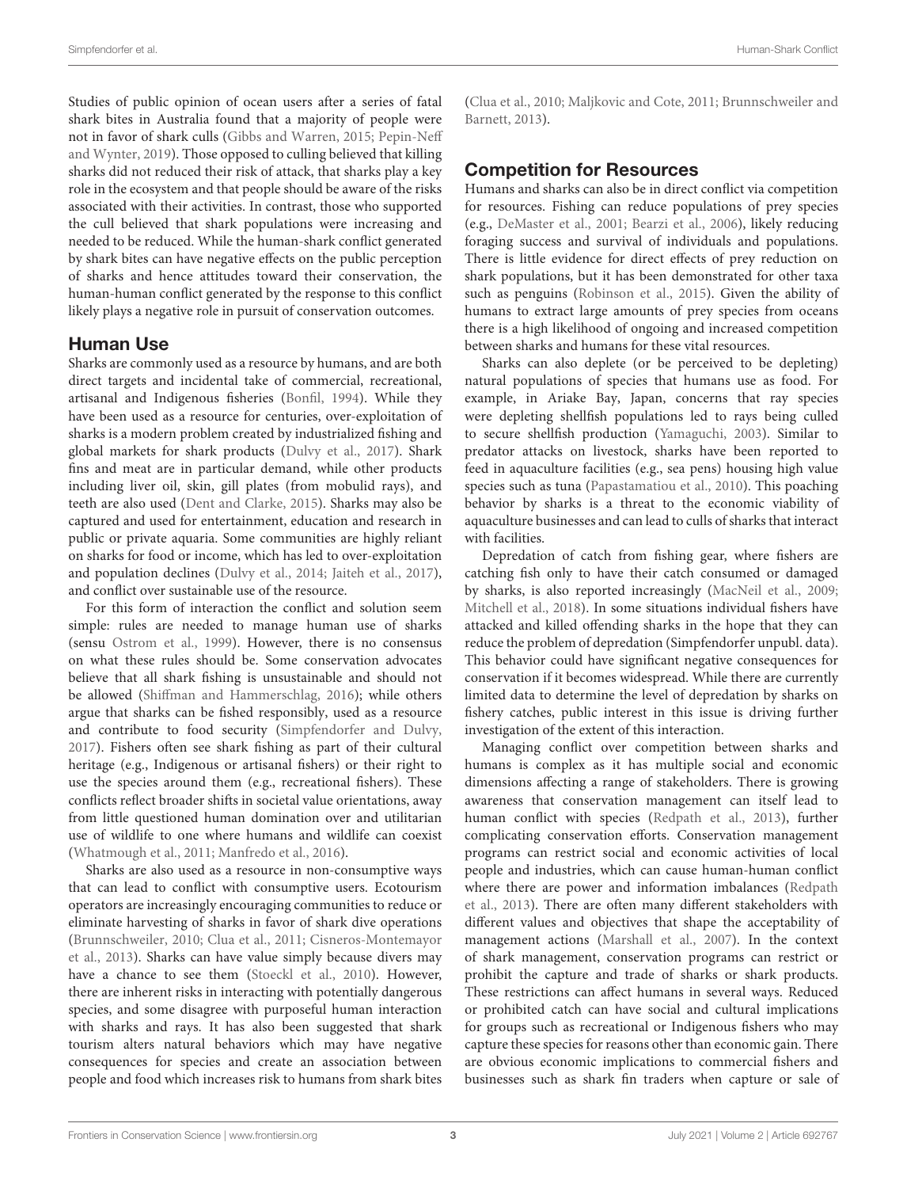Studies of public opinion of ocean users after a series of fatal shark bites in Australia found that a majority of people were not in favor of shark culls (Gibbs and Warren, 2015; Pepin-Neff and Wynter, 2019). Those opposed to culling believed that killing sharks did not reduced their risk of attack, that sharks play a key role in the ecosystem and that people should be aware of the risks associated with their activities. In contrast, those who supported the cull believed that shark populations were increasing and needed to be reduced. While the human-shark conflict generated by shark bites can have negative effects on the public perception of sharks and hence attitudes toward their conservation, the human-human conflict generated by the response to this conflict likely plays a negative role in pursuit of conservation outcomes.

## Human Use

Sharks are commonly used as a resource by humans, and are both direct targets and incidental take of commercial, recreational, artisanal and Indigenous fisheries (Bonfil, 1994). While they have been used as a resource for centuries, over-exploitation of sharks is a modern problem created by industrialized fishing and global markets for shark products (Dulvy et al., 2017). Shark fins and meat are in particular demand, while other products including liver oil, skin, gill plates (from mobulid rays), and teeth are also used (Dent and Clarke, 2015). Sharks may also be captured and used for entertainment, education and research in public or private aquaria. Some communities are highly reliant on sharks for food or income, which has led to over-exploitation and population declines (Dulvy et al., 2014; Jaiteh et al., 2017), and conflict over sustainable use of the resource.

For this form of interaction the conflict and solution seem simple: rules are needed to manage human use of sharks (sensu Ostrom et al., 1999). However, there is no consensus on what these rules should be. Some conservation advocates believe that all shark fishing is unsustainable and should not be allowed (Shiffman and Hammerschlag, 2016); while others argue that sharks can be fished responsibly, used as a resource and contribute to food security (Simpfendorfer and Dulvy, 2017). Fishers often see shark fishing as part of their cultural heritage (e.g., Indigenous or artisanal fishers) or their right to use the species around them (e.g., recreational fishers). These conflicts reflect broader shifts in societal value orientations, away from little questioned human domination over and utilitarian use of wildlife to one where humans and wildlife can coexist (Whatmough et al., 2011; Manfredo et al., 2016).

Sharks are also used as a resource in non-consumptive ways that can lead to conflict with consumptive users. Ecotourism operators are increasingly encouraging communities to reduce or eliminate harvesting of sharks in favor of shark dive operations (Brunnschweiler, 2010; Clua et al., 2011; Cisneros-Montemayor et al., 2013). Sharks can have value simply because divers may have a chance to see them (Stoeckl et al., 2010). However, there are inherent risks in interacting with potentially dangerous species, and some disagree with purposeful human interaction with sharks and rays. It has also been suggested that shark tourism alters natural behaviors which may have negative consequences for species and create an association between people and food which increases risk to humans from shark bites (Clua et al., 2010; Maljkovic and Cote, 2011; Brunnschweiler and Barnett, 2013).

## Competition for Resources

Humans and sharks can also be in direct conflict via competition for resources. Fishing can reduce populations of prey species (e.g., DeMaster et al., 2001; Bearzi et al., 2006), likely reducing foraging success and survival of individuals and populations. There is little evidence for direct effects of prey reduction on shark populations, but it has been demonstrated for other taxa such as penguins (Robinson et al., 2015). Given the ability of humans to extract large amounts of prey species from oceans there is a high likelihood of ongoing and increased competition between sharks and humans for these vital resources.

Sharks can also deplete (or be perceived to be depleting) natural populations of species that humans use as food. For example, in Ariake Bay, Japan, concerns that ray species were depleting shellfish populations led to rays being culled to secure shellfish production (Yamaguchi, 2003). Similar to predator attacks on livestock, sharks have been reported to feed in aquaculture facilities (e.g., sea pens) housing high value species such as tuna (Papastamatiou et al., 2010). This poaching behavior by sharks is a threat to the economic viability of aquaculture businesses and can lead to culls of sharks that interact with facilities.

Depredation of catch from fishing gear, where fishers are catching fish only to have their catch consumed or damaged by sharks, is also reported increasingly (MacNeil et al., 2009; Mitchell et al., 2018). In some situations individual fishers have attacked and killed offending sharks in the hope that they can reduce the problem of depredation (Simpfendorfer unpubl. data). This behavior could have significant negative consequences for conservation if it becomes widespread. While there are currently limited data to determine the level of depredation by sharks on fishery catches, public interest in this issue is driving further investigation of the extent of this interaction.

Managing conflict over competition between sharks and humans is complex as it has multiple social and economic dimensions affecting a range of stakeholders. There is growing awareness that conservation management can itself lead to human conflict with species (Redpath et al., 2013), further complicating conservation efforts. Conservation management programs can restrict social and economic activities of local people and industries, which can cause human-human conflict where there are power and information imbalances (Redpath et al., 2013). There are often many different stakeholders with different values and objectives that shape the acceptability of management actions (Marshall et al., 2007). In the context of shark management, conservation programs can restrict or prohibit the capture and trade of sharks or shark products. These restrictions can affect humans in several ways. Reduced or prohibited catch can have social and cultural implications for groups such as recreational or Indigenous fishers who may capture these species for reasons other than economic gain. There are obvious economic implications to commercial fishers and businesses such as shark fin traders when capture or sale of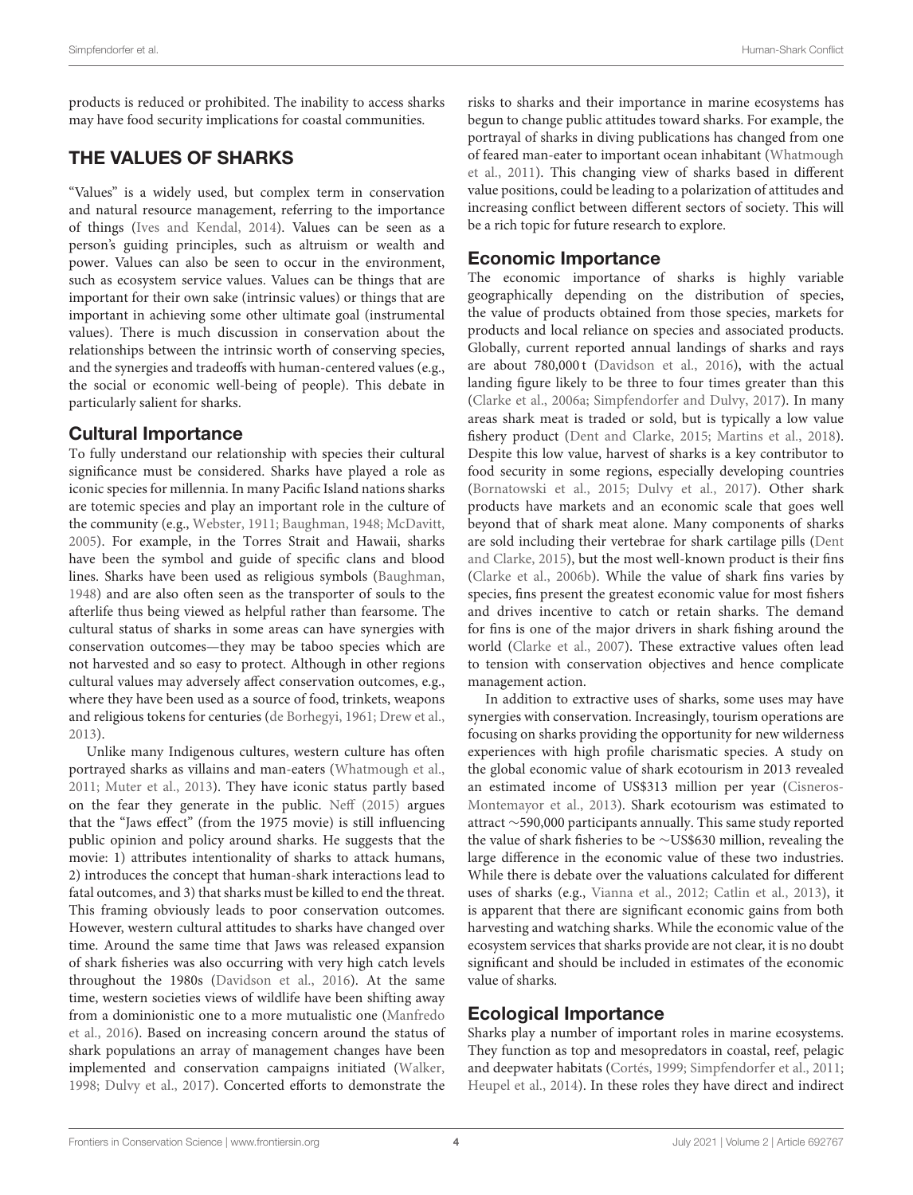products is reduced or prohibited. The inability to access sharks may have food security implications for coastal communities.

## THE VALUES OF SHARKS

"Values" is a widely used, but complex term in conservation and natural resource management, referring to the importance of things (Ives and Kendal, 2014). Values can be seen as a person's guiding principles, such as altruism or wealth and power. Values can also be seen to occur in the environment, such as ecosystem service values. Values can be things that are important for their own sake (intrinsic values) or things that are important in achieving some other ultimate goal (instrumental values). There is much discussion in conservation about the relationships between the intrinsic worth of conserving species, and the synergies and tradeoffs with human-centered values (e.g., the social or economic well-being of people). This debate in particularly salient for sharks.

### Cultural Importance

To fully understand our relationship with species their cultural significance must be considered. Sharks have played a role as iconic species for millennia. In many Pacific Island nations sharks are totemic species and play an important role in the culture of the community (e.g., Webster, 1911; Baughman, 1948; McDavitt, 2005). For example, in the Torres Strait and Hawaii, sharks have been the symbol and guide of specific clans and blood lines. Sharks have been used as religious symbols (Baughman, 1948) and are also often seen as the transporter of souls to the afterlife thus being viewed as helpful rather than fearsome. The cultural status of sharks in some areas can have synergies with conservation outcomes—they may be taboo species which are not harvested and so easy to protect. Although in other regions cultural values may adversely affect conservation outcomes, e.g., where they have been used as a source of food, trinkets, weapons and religious tokens for centuries (de Borhegyi, 1961; Drew et al., 2013).

Unlike many Indigenous cultures, western culture has often portrayed sharks as villains and man-eaters (Whatmough et al., 2011; Muter et al., 2013). They have iconic status partly based on the fear they generate in the public. Neff (2015) argues that the "Jaws effect" (from the 1975 movie) is still influencing public opinion and policy around sharks. He suggests that the movie: 1) attributes intentionality of sharks to attack humans, 2) introduces the concept that human-shark interactions lead to fatal outcomes, and 3) that sharks must be killed to end the threat. This framing obviously leads to poor conservation outcomes. However, western cultural attitudes to sharks have changed over time. Around the same time that Jaws was released expansion of shark fisheries was also occurring with very high catch levels throughout the 1980s (Davidson et al., 2016). At the same time, western societies views of wildlife have been shifting away from a dominionistic one to a more mutualistic one (Manfredo et al., 2016). Based on increasing concern around the status of shark populations an array of management changes have been implemented and conservation campaigns initiated (Walker, 1998; Dulvy et al., 2017). Concerted efforts to demonstrate the risks to sharks and their importance in marine ecosystems has begun to change public attitudes toward sharks. For example, the portrayal of sharks in diving publications has changed from one of feared man-eater to important ocean inhabitant (Whatmough et al., 2011). This changing view of sharks based in different value positions, could be leading to a polarization of attitudes and increasing conflict between different sectors of society. This will be a rich topic for future research to explore.

### Economic Importance

The economic importance of sharks is highly variable geographically depending on the distribution of species, the value of products obtained from those species, markets for products and local reliance on species and associated products. Globally, current reported annual landings of sharks and rays are about 780,000 t (Davidson et al., 2016), with the actual landing figure likely to be three to four times greater than this (Clarke et al., 2006a; Simpfendorfer and Dulvy, 2017). In many areas shark meat is traded or sold, but is typically a low value fishery product (Dent and Clarke, 2015; Martins et al., 2018). Despite this low value, harvest of sharks is a key contributor to food security in some regions, especially developing countries (Bornatowski et al., 2015; Dulvy et al., 2017). Other shark products have markets and an economic scale that goes well beyond that of shark meat alone. Many components of sharks are sold including their vertebrae for shark cartilage pills (Dent and Clarke, 2015), but the most well-known product is their fins (Clarke et al., 2006b). While the value of shark fins varies by species, fins present the greatest economic value for most fishers and drives incentive to catch or retain sharks. The demand for fins is one of the major drivers in shark fishing around the world (Clarke et al., 2007). These extractive values often lead to tension with conservation objectives and hence complicate management action.

In addition to extractive uses of sharks, some uses may have synergies with conservation. Increasingly, tourism operations are focusing on sharks providing the opportunity for new wilderness experiences with high profile charismatic species. A study on the global economic value of shark ecotourism in 2013 revealed an estimated income of US$313 million per year (Cisneros-Montemayor et al., 2013). Shark ecotourism was estimated to attract ∼590,000 participants annually. This same study reported the value of shark fisheries to be ∼US$630 million, revealing the large difference in the economic value of these two industries. While there is debate over the valuations calculated for different uses of sharks (e.g., Vianna et al., 2012; Catlin et al., 2013), it is apparent that there are significant economic gains from both harvesting and watching sharks. While the economic value of the ecosystem services that sharks provide are not clear, it is no doubt significant and should be included in estimates of the economic value of sharks.

### Ecological Importance

Sharks play a number of important roles in marine ecosystems. They function as top and mesopredators in coastal, reef, pelagic and deepwater habitats (Cortés, 1999; Simpfendorfer et al., 2011; Heupel et al., 2014). In these roles they have direct and indirect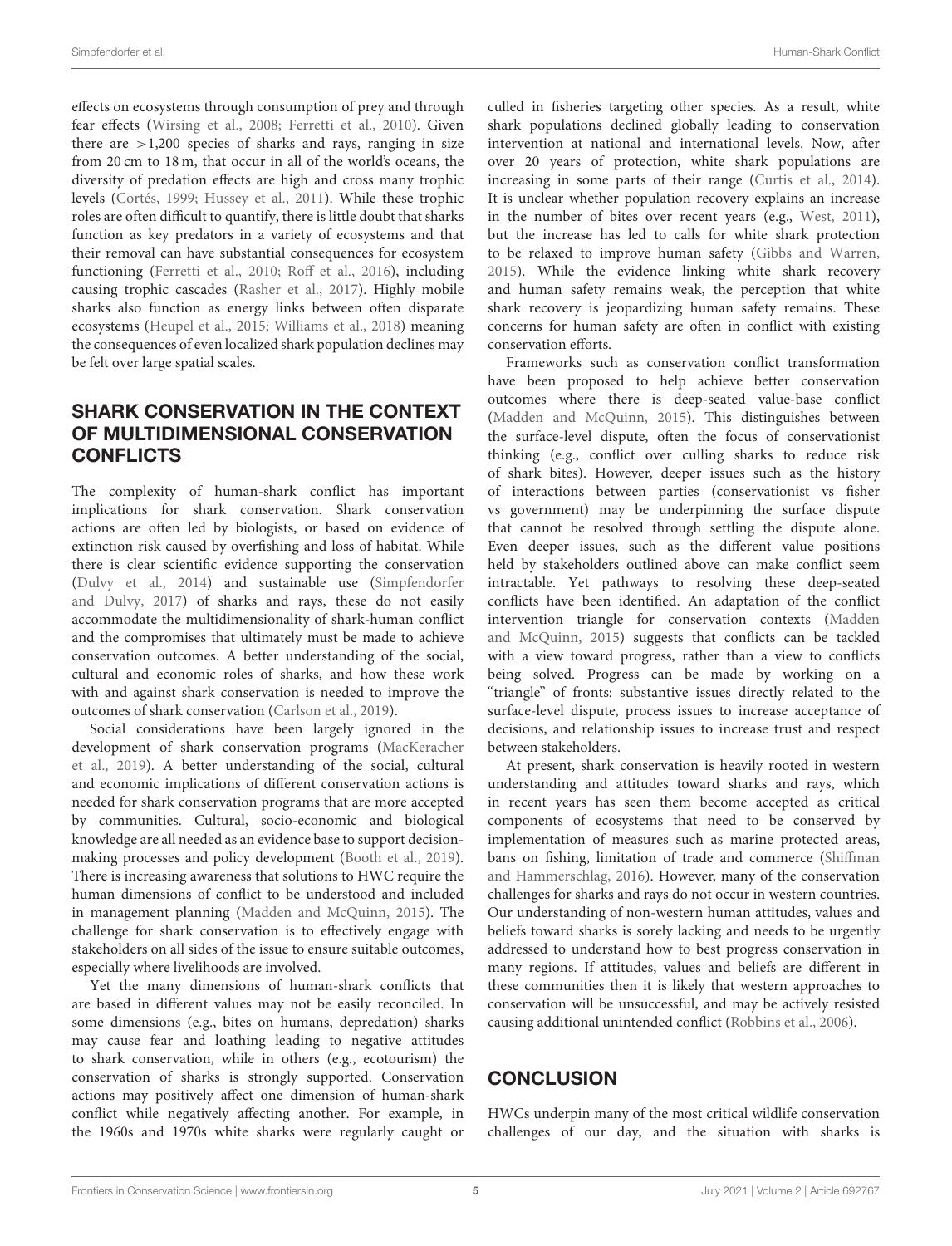effects on ecosystems through consumption of prey and through fear effects (Wirsing et al., 2008; Ferretti et al., 2010). Given there are >1,200 species of sharks and rays, ranging in size from 20 cm to 18 m, that occur in all of the world's oceans, the diversity of predation effects are high and cross many trophic levels (Cortés, 1999; Hussey et al., 2011). While these trophic roles are often difficult to quantify, there is little doubt that sharks function as key predators in a variety of ecosystems and that their removal can have substantial consequences for ecosystem functioning (Ferretti et al., 2010; Roff et al., 2016), including causing trophic cascades (Rasher et al., 2017). Highly mobile sharks also function as energy links between often disparate ecosystems (Heupel et al., 2015; Williams et al., 2018) meaning the consequences of even localized shark population declines may be felt over large spatial scales.

## SHARK CONSERVATION IN THE CONTEXT OF MULTIDIMENSIONAL CONSERVATION CONFLICTS

The complexity of human-shark conflict has important implications for shark conservation. Shark conservation actions are often led by biologists, or based on evidence of extinction risk caused by overfishing and loss of habitat. While there is clear scientific evidence supporting the conservation (Dulvy et al., 2014) and sustainable use (Simpfendorfer and Dulvy, 2017) of sharks and rays, these do not easily accommodate the multidimensionality of shark-human conflict and the compromises that ultimately must be made to achieve conservation outcomes. A better understanding of the social, cultural and economic roles of sharks, and how these work with and against shark conservation is needed to improve the outcomes of shark conservation (Carlson et al., 2019).

Social considerations have been largely ignored in the development of shark conservation programs (MacKeracher et al., 2019). A better understanding of the social, cultural and economic implications of different conservation actions is needed for shark conservation programs that are more accepted by communities. Cultural, socio-economic and biological knowledge are all needed as an evidence base to support decision-making processes and policy development (Booth et al., 2019). There is increasing awareness that solutions to HWC require the human dimensions of conflict to be understood and included in management planning (Madden and McQuinn, 2015). The challenge for shark conservation is to effectively engage with stakeholders on all sides of the issue to ensure suitable outcomes, especially where livelihoods are involved.

Yet the many dimensions of human-shark conflicts that are based in different values may not be easily reconciled. In some dimensions (e.g., bites on humans, depredation) sharks may cause fear and loathing leading to negative attitudes to shark conservation, while in others (e.g., ecotourism) the conservation of sharks is strongly supported. Conservation actions may positively affect one dimension of human-shark conflict while negatively affecting another. For example, in the 1960s and 1970s white sharks were regularly caught or culled in fisheries targeting other species. As a result, white shark populations declined globally leading to conservation intervention at national and international levels. Now, after over 20 years of protection, white shark populations are increasing in some parts of their range (Curtis et al., 2014). It is unclear whether population recovery explains an increase in the number of bites over recent years (e.g., West, 2011), but the increase has led to calls for white shark protection to be relaxed to improve human safety (Gibbs and Warren, 2015). While the evidence linking white shark recovery and human safety remains weak, the perception that white shark recovery is jeopardizing human safety remains. These concerns for human safety are often in conflict with existing conservation efforts.

Frameworks such as conservation conflict transformation have been proposed to help achieve better conservation outcomes where there is deep-seated value-base conflict (Madden and McQuinn, 2015). This distinguishes between the surface-level dispute, often the focus of conservationist thinking (e.g., conflict over culling sharks to reduce risk of shark bites). However, deeper issues such as the history of interactions between parties (conservationist vs fisher vs government) may be underpinning the surface dispute that cannot be resolved through settling the dispute alone. Even deeper issues, such as the different value positions held by stakeholders outlined above can make conflict seem intractable. Yet pathways to resolving these deep-seated conflicts have been identified. An adaptation of the conflict intervention triangle for conservation contexts (Madden and McQuinn, 2015) suggests that conflicts can be tackled with a view toward progress, rather than a view to conflicts being solved. Progress can be made by working on a "triangle" of fronts: substantive issues directly related to the surface-level dispute, process issues to increase acceptance of decisions, and relationship issues to increase trust and respect between stakeholders.

At present, shark conservation is heavily rooted in western understanding and attitudes toward sharks and rays, which in recent years has seen them become accepted as critical components of ecosystems that need to be conserved by implementation of measures such as marine protected areas, bans on fishing, limitation of trade and commerce (Shiffman and Hammerschlag, 2016). However, many of the conservation challenges for sharks and rays do not occur in western countries. Our understanding of non-western human attitudes, values and beliefs toward sharks is sorely lacking and needs to be urgently addressed to understand how to best progress conservation in many regions. If attitudes, values and beliefs are different in these communities then it is likely that western approaches to conservation will be unsuccessful, and may be actively resisted causing additional unintended conflict (Robbins et al., 2006).

## CONCLUSION

HWCs underpin many of the most critical wildlife conservation challenges of our day, and the situation with sharks is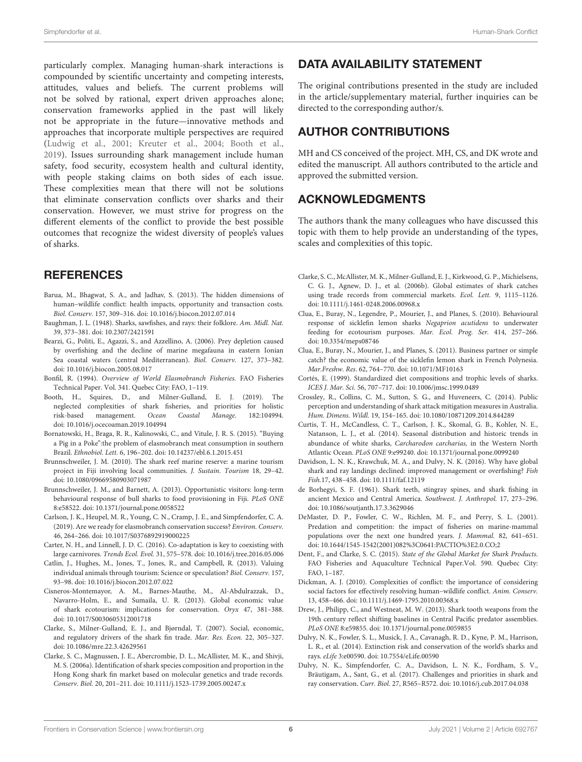particularly complex. Managing human-shark interactions is compounded by scientific uncertainty and competing interests, attitudes, values and beliefs. The current problems will not be solved by rational, expert driven approaches alone; conservation frameworks applied in the past will likely not be appropriate in the future—innovative methods and approaches that incorporate multiple perspectives are required (Ludwig et al., 2001; Kreuter et al., 2004; Booth et al., 2019). Issues surrounding shark management include human safety, food security, ecosystem health and cultural identity, with people staking claims on both sides of each issue. These complexities mean that there will not be solutions that eliminate conservation conflicts over sharks and their conservation. However, we must strive for progress on the different elements of the conflict to provide the best possible outcomes that recognize the widest diversity of people's values of sharks.

## DATA AVAILABILITY STATEMENT

The original contributions presented in the study are included in the article/supplementary material, further inquiries can be directed to the corresponding author/s.

## AUTHOR CONTRIBUTIONS

MH and CS conceived of the project. MH, CS, and DK wrote and edited the manuscript. All authors contributed to the article and approved the submitted version.

## ACKNOWLEDGMENTS

The authors thank the many colleagues who have discussed this topic with them to help provide an understanding of the types, scales and complexities of this topic.

## REFERENCES

Barua, M., Bhagwat, S. A., and Jadhav, S. (2013). The hidden dimensions of human–wildlife conflict: health impacts, opportunity and transaction costs. *Biol. Conserv.* 157, 309–316. doi: 10.1016/j.biocon.2012.07.014

Baughman, J. L. (1948). Sharks, sawfishes, and rays: their folklore. *Am. Midl. Nat.* 39, 373–381. doi: 10.2307/2421591

Bearzi, G., Politi, E., Agazzi, S., and Azzellino, A. (2006). Prey depletion caused by overfishing and the decline of marine megafauna in eastern Ionian Sea coastal waters (central Mediterranean). *Biol. Conserv.* 127, 373–382. doi: 10.1016/j.biocon.2005.08.017

Bonfil, R. (1994). *Overview of World Elasmobranch Fisheries.* FAO Fisheries Technical Paper. Vol. 341. Quebec City: FAO, 1–119.

Booth, H., Squires, D., and Milner-Gulland, E. J. (2019). The neglected complexities of shark fisheries, and priorities for holistic risk-based management. *Ocean Coastal Manage.* 182:104994. doi: 10.1016/j.ocecoaman.2019.104994

Bornatowski, H., Braga, R. R., Kalinowski, C., and Vitule, J. R. S. (2015). "Buying a Pig in a Poke":the problem of elasmobranch meat consumption in southern Brazil. *Ethnobiol. Lett.* 6, 196–202. doi: 10.14237/ebl.6.1.2015.451

Brunnschweiler, J. M. (2010). The shark reef marine reserve: a marine tourism project in Fiji involving local communities. *J. Sustain. Tourism* 18, 29–42. doi: 10.1080/09669580903071987

Brunnschweiler, J. M., and Barnett, A. (2013). Opportunistic visitors: long-term behavioural response of bull sharks to food provisioning in Fiji. *PLoS ONE* 8:e58522. doi: 10.1371/journal.pone.0058522

Carlson, J. K., Heupel, M. R., Young, C. N., Cramp, J. E., and Simpfendorfer, C. A. (2019). Are we ready for elasmobranch conservation success? *Environ. Conserv.* 46, 264–266. doi: 10.1017/S0376892919000225

Carter, N. H., and Linnell, J. D. C. (2016). Co-adaptation is key to coexisting with large carnivores. *Trends Ecol. Evol.* 31, 575–578. doi: 10.1016/j.tree.2016.05.006

Catlin, J., Hughes, M., Jones, T., Jones, R., and Campbell, R. (2013). Valuing individual animals through tourism: Science or speculation? *Biol. Conserv.* 157, 93–98. doi: 10.1016/j.biocon.2012.07.022

Cisneros-Montemayor, A. M., Barnes-Mauthe, M., Al-Abdulrazzak, D., Navarro-Holm, E., and Sumaila, U. R. (2013). Global economic value of shark ecotourism: implications for conservation. *Oryx* 47, 381–388. doi: 10.1017/S0030605312001718

Clarke, S., Milner-Gulland, E. J., and Bjørndal, T. (2007). Social, economic, and regulatory drivers of the shark fin trade. *Mar. Res. Econ.* 22, 305–327. doi: 10.1086/mre.22.3.42629561

Clarke, S. C., Magnussen, J. E., Abercrombie, D. L., McAllister, M. K., and Shivji, M. S. (2006a). Identification of shark species composition and proportion in the Hong Kong shark fin market based on molecular genetics and trade records. *Conserv. Biol.* 20, 201–211. doi: 10.1111/j.1523-1739.2005.00247.x

Clarke, S. C., McAllister, M. K., Milner-Gulland, E. J., Kirkwood, G. P., Michielsens, C. G. J., Agnew, D. J., et al. (2006b). Global estimates of shark catches using trade records from commercial markets. *Ecol. Lett.* 9, 1115–1126. doi: 10.1111/j.1461-0248.2006.00968.x

Clua, E., Buray, N., Legendre, P., Mourier, J., and Planes, S. (2010). Behavioural response of sicklefin lemon sharks *Negaprion acutidens* to underwater feeding for ecotourism purposes. *Mar. Ecol. Prog. Ser.* 414, 257–266. doi: 10.3354/meps08746

Clua, E., Buray, N., Mourier, J., and Planes, S. (2011). Business partner or simple catch? the economic value of the sicklefin lemon shark in French Polynesia. *Mar.Freshw. Res.* 62, 764–770. doi: 10.1071/MF10163

Cortés, E. (1999). Standardized diet compositions and trophic levels of sharks. *ICES J. Mar. Sci.* 56, 707–717. doi: 10.1006/jmsc.1999.0489

Crossley, R., Collins, C. M., Sutton, S. G., and Huveneers, C. (2014). Public perception and understanding of shark attack mitigation measures in Australia. *Hum. Dimens. Wildl.* 19, 154–165. doi: 10.1080/10871209.2014.844289

Curtis, T. H., McCandless, C. T., Carlson, J. K., Skomal, G. B., Kohler, N. E., Natanson, L. J., et al. (2014). Seasonal distribution and historic trends in abundance of white sharks, *Carcharodon carcharias,* in the Western North Atlantic Ocean. *PLoS ONE* 9:e99240. doi: 10.1371/journal.pone.0099240

Davidson, L. N. K., Krawchuk, M. A., and Dulvy, N. K. (2016). Why have global shark and ray landings declined: improved management or overfishing? *Fish Fish.*17, 438–458. doi: 10.1111/faf.12119

de Borhegyi, S. F. (1961). Shark teeth, stingray spines, and shark fishing in ancient Mexico and Central America. *Southwest. J. Anthropol.* 17, 273–296. doi: 10.1086/soutjanth.17.3.3629046

DeMaster, D. P., Fowler, C. W., Richlen, M. F., and Perry, S. L. (2001). Predation and competition: the impact of fisheries on marine-mammal populations over the next one hundred years. *J. Mammal.* 82, 641–651. doi: 10.1644/1545-1542(2001)082%3C0641:PACTIO%3E2.0.CO;2

Dent, F., and Clarke, S. C. (2015). *State of the Global Market for Shark Products.* FAO Fisheries and Aquaculture Technical Paper.Vol. 590. Quebec City: FAO, 1–187.

Dickman, A. J. (2010). Complexities of conflict: the importance of considering social factors for effectively resolving human–wildlife conflict. *Anim. Conserv.* 13, 458–466. doi: 10.1111/j.1469-1795.2010.00368.x

Drew, J., Philipp, C., and Westneat, M. W. (2013). Shark tooth weapons from the 19th century reflect shifting baselines in Central Pacific predator assemblies. *PLoS ONE* 8:e59855. doi: 10.1371/journal.pone.0059855

Dulvy, N. K., Fowler, S. L., Musick, J. A., Cavanagh, R. D., Kyne, P. M., Harrison, L. R., et al. (2014). Extinction risk and conservation of the world's sharks and rays. *eLife* 3:e00590. doi: 10.7554/eLife.00590

Dulvy, N. K., Simpfendorfer, C. A., Davidson, L. N. K., Fordham, S. V., Bräutigam, A., Sant, G., et al. (2017). Challenges and priorities in shark and ray conservation. *Curr. Biol.* 27, R565–R572. doi: 10.1016/j.cub.2017.04.038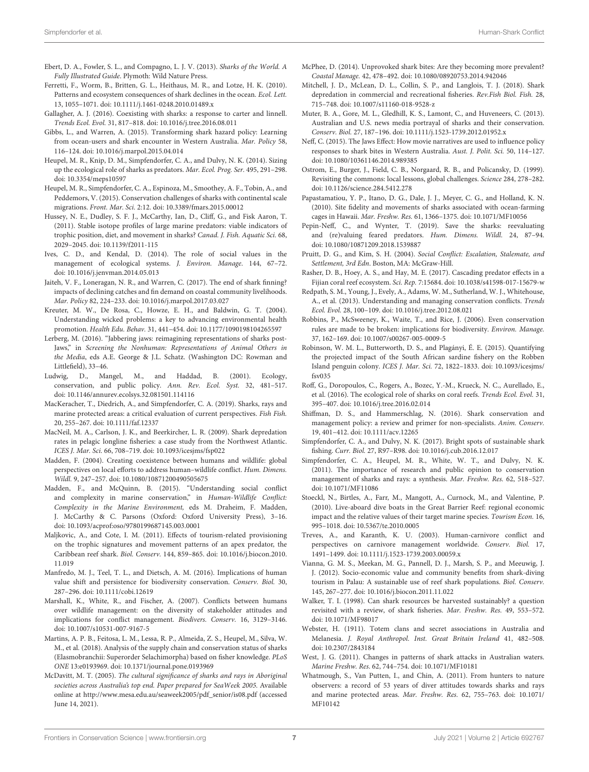Ebert, D. A., Fowler, S. L., and Compagno, L. J. V. (2013). *Sharks of the World. A Fully Illustrated Guide*. Plymouth: Wild Nature Press.

Ferretti, F., Worm, B., Britten, G. L., Heithaus, M. R., and Lotze, H. K. (2010). Patterns and ecosystem consequences of shark declines in the ocean. *Ecol. Lett.* 13, 1055–1071. doi: 10.1111/j.1461-0248.2010.01489.x

Gallagher, A. J. (2016). Coexisting with sharks: a response to carter and linnell. *Trends Ecol. Evol.* 31, 817–818. doi: 10.1016/j.tree.2016.08.011

Gibbs, L., and Warren, A. (2015). Transforming shark hazard policy: Learning from ocean-users and shark encounter in Western Australia. *Mar. Policy* 58, 116–124. doi: 10.1016/j.marpol.2015.04.014

Heupel, M. R., Knip, D. M., Simpfendorfer, C. A., and Dulvy, N. K. (2014). Sizing up the ecological role of sharks as predators. *Mar. Ecol. Prog. Ser.* 495, 291–298. doi: 10.3354/meps10597

Heupel, M. R., Simpfendorfer, C. A., Espinoza, M., Smoothey, A. F., Tobin, A., and Peddemors, V. (2015). Conservation challenges of sharks with continental scale migrations. *Front. Mar. Sci.* 2:12. doi: 10.3389/fmars.2015.00012

Hussey, N. E., Dudley, S. F. J., McCarthy, Ian, D., Cliff, G., and Fisk Aaron, T. (2011). Stable isotope profiles of large marine predators: viable indicators of trophic position, diet, and movement in sharks? *Canad. J. Fish. Aquatic Sci.* 68, 2029–2045. doi: 10.1139/f2011-115

Ives, C. D., and Kendal, D. (2014). The role of social values in the management of ecological systems. *J. Environ. Manage.* 144, 67–72. doi: 10.1016/j.jenvman.2014.05.013

Jaiteh, V. F., Loneragan, N. R., and Warren, C. (2017). The end of shark finning? impacts of declining catches and fin demand on coastal community livelihoods. *Mar. Policy* 82, 224–233. doi: 10.1016/j.marpol.2017.03.027

Kreuter, M. W., De Rosa, C., Howze, E. H., and Baldwin, G. T. (2004). Understanding wicked problems: a key to advancing environmental health promotion. *Health Edu. Behav.* 31, 441–454. doi: 10.1177/1090198104265597

Lerberg, M. (2016). "Jabbering jaws: reimagining representations of sharks post-Jaws," in *Screening the Nonhuman: Representations of Animal Others in the Media*, eds A.E. George & J.L. Schatz. (Washington DC: Rowman and Littlefield), 33–46.

Ludwig, D., Mangel, M., and Haddad, B. (2001). Ecology, conservation, and public policy. *Ann. Rev. Ecol. Syst.* 32, 481–517. doi: 10.1146/annurev.ecolsys.32.081501.114116

MacKeracher, T., Diedrich, A., and Simpfendorfer, C. A. (2019). Sharks, rays and marine protected areas: a critical evaluation of current perspectives. *Fish Fish.* 20, 255–267. doi: 10.1111/faf.12337

MacNeil, M. A., Carlson, J. K., and Beerkircher, L. R. (2009). Shark depredation rates in pelagic longline fisheries: a case study from the Northwest Atlantic. *ICES J. Mar. Sci.* 66, 708–719. doi: 10.1093/icesjms/fsp022

Madden, F. (2004). Creating coexistence between humans and wildlife: global perspectives on local efforts to address human–wildlife conflict. *Hum. Dimens. Wildl.* 9, 247–257. doi: 10.1080/10871200490505675

Madden, F., and McQuinn, B. (2015). "Understanding social conflict and complexity in marine conservation," in *Human-Wildlife Conflict: Complexity in the Marine Environment,* eds M. Draheim, F. Madden, J. McCarthy & C. Parsons (Oxford: Oxford University Press), 3–16. doi: 10.1093/acprof:oso/9780199687145.003.0001

Maljkovic, A., and Cote, I. M. (2011). Effects of tourism-related provisioning on the trophic signatures and movement patterns of an apex predator, the Caribbean reef shark. *Biol. Conserv.* 144, 859–865. doi: 10.1016/j.biocon.2010.11.019

Manfredo, M. J., Teel, T. L., and Dietsch, A. M. (2016). Implications of human value shift and persistence for biodiversity conservation. *Conserv. Biol.* 30, 287–296. doi: 10.1111/cobi.12619

Marshall, K., White, R., and Fischer, A. (2007). Conflicts between humans over wildlife management: on the diversity of stakeholder attitudes and implications for conflict management. *Biodivers. Conserv.* 16, 3129–3146. doi: 10.1007/s10531-007-9167-5

Martins, A. P. B., Feitosa, L. M., Lessa, R. P., Almeida, Z. S., Heupel, M., Silva, W. M., et al. (2018). Analysis of the supply chain and conservation status of sharks (Elasmobranchii: Superorder Selachimorpha) based on fisher knowledge. *PLoS ONE* 13:e0193969. doi: 10.1371/journal.pone.0193969

McDavitt, M. T. (2005). *The cultural significance of sharks and rays in Aboriginal societies across Australia's top end. Paper prepared for SeaWeek 2005.* Available online at http://www.mesa.edu.au/seaweek2005/pdf_senior/is08.pdf (accessed June 14, 2021).

McPhee, D. (2014). Unprovoked shark bites: Are they becoming more prevalent? *Coastal Manage.* 42, 478–492. doi: 10.1080/08920753.2014.942046

Mitchell, J. D., McLean, D. L., Collin, S. P., and Langlois, T. J. (2018). Shark depredation in commercial and recreational fisheries. *Rev.Fish Biol. Fish.* 28, 715–748. doi: 10.1007/s11160-018-9528-z

Muter, B. A., Gore, M. L., Gledhill, K. S., Lamont, C., and Huveneers, C. (2013). Australian and U.S. news media portrayal of sharks and their conservation. *Conserv. Biol.* 27, 187–196. doi: 10.1111/j.1523-1739.2012.01952.x

Neff, C. (2015). The Jaws Effect: How movie narratives are used to influence policy responses to shark bites in Western Australia. *Aust. J. Polit. Sci.* 50, 114–127. doi: 10.1080/10361146.2014.989385

Ostrom, E., Burger, J., Field, C. B., Norgaard, R. B., and Policansky, D. (1999). Revisiting the commons: local lessons, global challenges. *Science* 284, 278–282. doi: 10.1126/science.284.5412.278

Papastamatiou, Y. P., Itano, D. G., Dale, J. J., Meyer, C. G., and Holland, K. N. (2010). Site fidelity and movements of sharks associated with ocean-farming cages in Hawaii. *Mar. Freshw. Res.* 61, 1366–1375. doi: 10.1071/MF10056

Pepin-Neff, C., and Wynter, T. (2019). Save the sharks: reevaluating and (re)valuing feared predators. *Hum. Dimens. Wildl.* 24, 87–94. doi: 10.1080/10871209.2018.1539887

Pruitt, D. G., and Kim, S. H. (2004). *Social Conflict: Escalation, Stalemate, and Settlement, 3rd Edn*. Boston, MA: McGraw-Hill.

Rasher, D. B., Hoey, A. S., and Hay, M. E. (2017). Cascading predator effects in a Fijian coral reef ecosystem. *Sci. Rep.* 7:15684. doi: 10.1038/s41598-017-15679-w

Redpath, S. M., Young, J., Evely, A., Adams, W. M., Sutherland, W. J., Whitehouse, A., et al. (2013). Understanding and managing conservation conflicts. *Trends Ecol. Evol.* 28, 100–109. doi: 10.1016/j.tree.2012.08.021

Robbins, P., McSweeney, K., Waite, T., and Rice, J. (2006). Even conservation rules are made to be broken: implications for biodiversity. *Environ. Manage.* 37, 162–169. doi: 10.1007/s00267-005-0009-5

Robinson, W. M. L., Butterworth, D. S., and Plagányi, É. E. (2015). Quantifying the projected impact of the South African sardine fishery on the Robben Island penguin colony. *ICES J. Mar. Sci.* 72, 1822–1833. doi: 10.1093/icesjms/fsv035

Roff, G., Doropoulos, C., Rogers, A., Bozec, Y.-M., Krueck, N. C., Aurellado, E., et al. (2016). The ecological role of sharks on coral reefs. *Trends Ecol. Evol.* 31, 395–407. doi: 10.1016/j.tree.2016.02.014

Shiffman, D. S., and Hammerschlag, N. (2016). Shark conservation and management policy: a review and primer for non-specialists. *Anim. Conserv.* 19, 401–412. doi: 10.1111/acv.12265

Simpfendorfer, C. A., and Dulvy, N. K. (2017). Bright spots of sustainable shark fishing. *Curr. Biol.* 27, R97–R98. doi: 10.1016/j.cub.2016.12.017

Simpfendorfer, C. A., Heupel, M. R., White, W. T., and Dulvy, N. K. (2011). The importance of research and public opinion to conservation management of sharks and rays: a synthesis. *Mar. Freshw. Res.* 62, 518–527. doi: 10.1071/MF11086

Stoeckl, N., Birtles, A., Farr, M., Mangott, A., Curnock, M., and Valentine, P. (2010). Live-aboard dive boats in the Great Barrier Reef: regional economic impact and the relative values of their target marine species. *Tourism Econ.* 16, 995–1018. doi: 10.5367/te.2010.0005

Treves, A., and Karanth, K. U. (2003). Human-carnivore conflict and perspectives on carnivore management worldwide. *Conserv. Biol.* 17, 1491–1499. doi: 10.1111/j.1523-1739.2003.00059.x

Vianna, G. M. S., Meekan, M. G., Pannell, D. J., Marsh, S. P., and Meeuwig, J. J. (2012). Socio-economic value and community benefits from shark-diving tourism in Palau: A sustainable use of reef shark populations. *Biol. Conserv.* 145, 267–277. doi: 10.1016/j.biocon.2011.11.022

Walker, T. I. (1998). Can shark resources be harvested sustainably? a question revisited with a review, of shark fisheries. *Mar. Freshw. Res.* 49, 553–572. doi: 10.1071/MF98017

Webster, H. (1911). Totem clans and secret associations in Australia and Melanesia. *J. Royal Anthropol. Inst. Great Britain Ireland* 41, 482–508. doi: 10.2307/2843184

West, J. G. (2011). Changes in patterns of shark attacks in Australian waters. *Marine Freshw. Res.* 62, 744–754. doi: 10.1071/MF10181

Whatmough, S., Van Putten, I., and Chin, A. (2011). From hunters to nature observers: a record of 53 years of diver attitudes towards sharks and rays and marine protected areas. *Mar. Freshw. Res.* 62, 755–763. doi: 10.1071/MF10142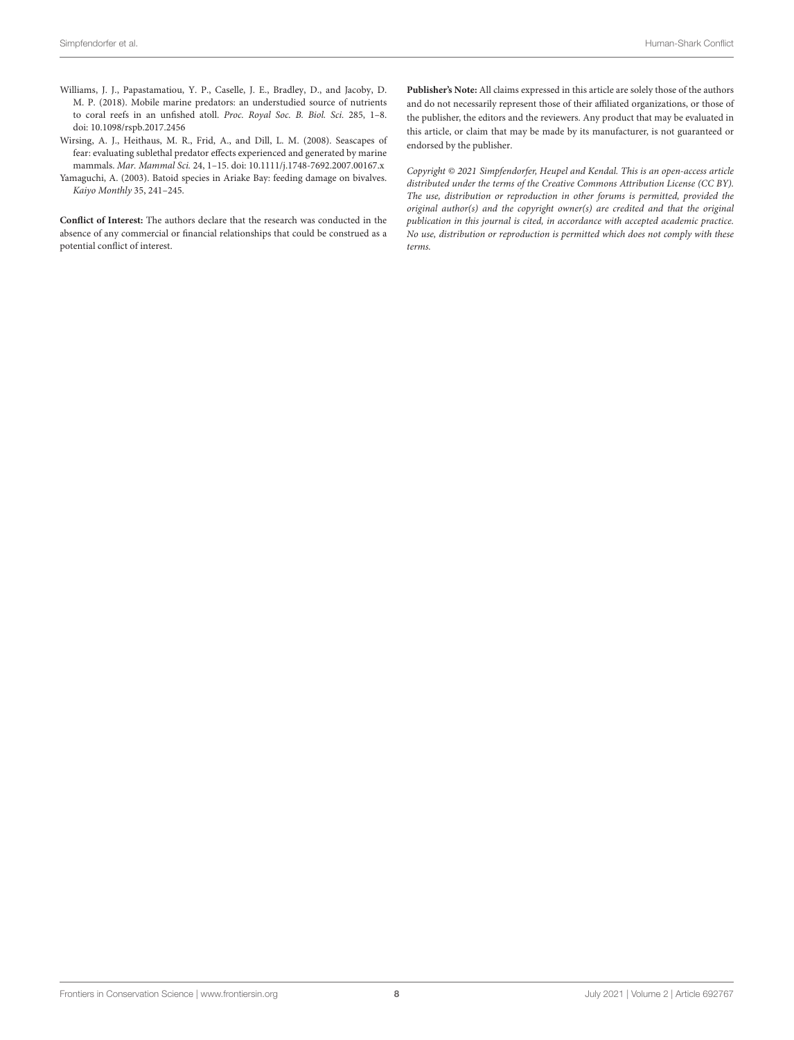Williams, J. J., Papastamatiou, Y. P., Caselle, J. E., Bradley, D., and Jacoby, D. M. P. (2018). Mobile marine predators: an understudied source of nutrients to coral reefs in an unfished atoll. *Proc. Royal Soc. B. Biol. Sci.* 285, 1–8. doi: 10.1098/rspb.2017.2456

Wirsing, A. J., Heithaus, M. R., Frid, A., and Dill, L. M. (2008). Seascapes of fear: evaluating sublethal predator effects experienced and generated by marine mammals. *Mar. Mammal Sci.* 24, 1–15. doi: 10.1111/j.1748-7692.2007.00167.x

Yamaguchi, A. (2003). Batoid species in Ariake Bay: feeding damage on bivalves. *Kaiyo Monthly* 35, 241–245.

**Conflict of Interest:** The authors declare that the research was conducted in the absence of any commercial or financial relationships that could be construed as a potential conflict of interest.

**Publisher's Note:** All claims expressed in this article are solely those of the authors and do not necessarily represent those of their affiliated organizations, or those of the publisher, the editors and the reviewers. Any product that may be evaluated in this article, or claim that may be made by its manufacturer, is not guaranteed or endorsed by the publisher.

*Copyright © 2021 Simpfendorfer, Heupel and Kendal. This is an open-access article distributed under the terms of the Creative Commons Attribution License (CC BY). The use, distribution or reproduction in other forums is permitted, provided the original author(s) and the copyright owner(s) are credited and that the original publication in this journal is cited, in accordance with accepted academic practice. No use, distribution or reproduction is permitted which does not comply with these terms.*